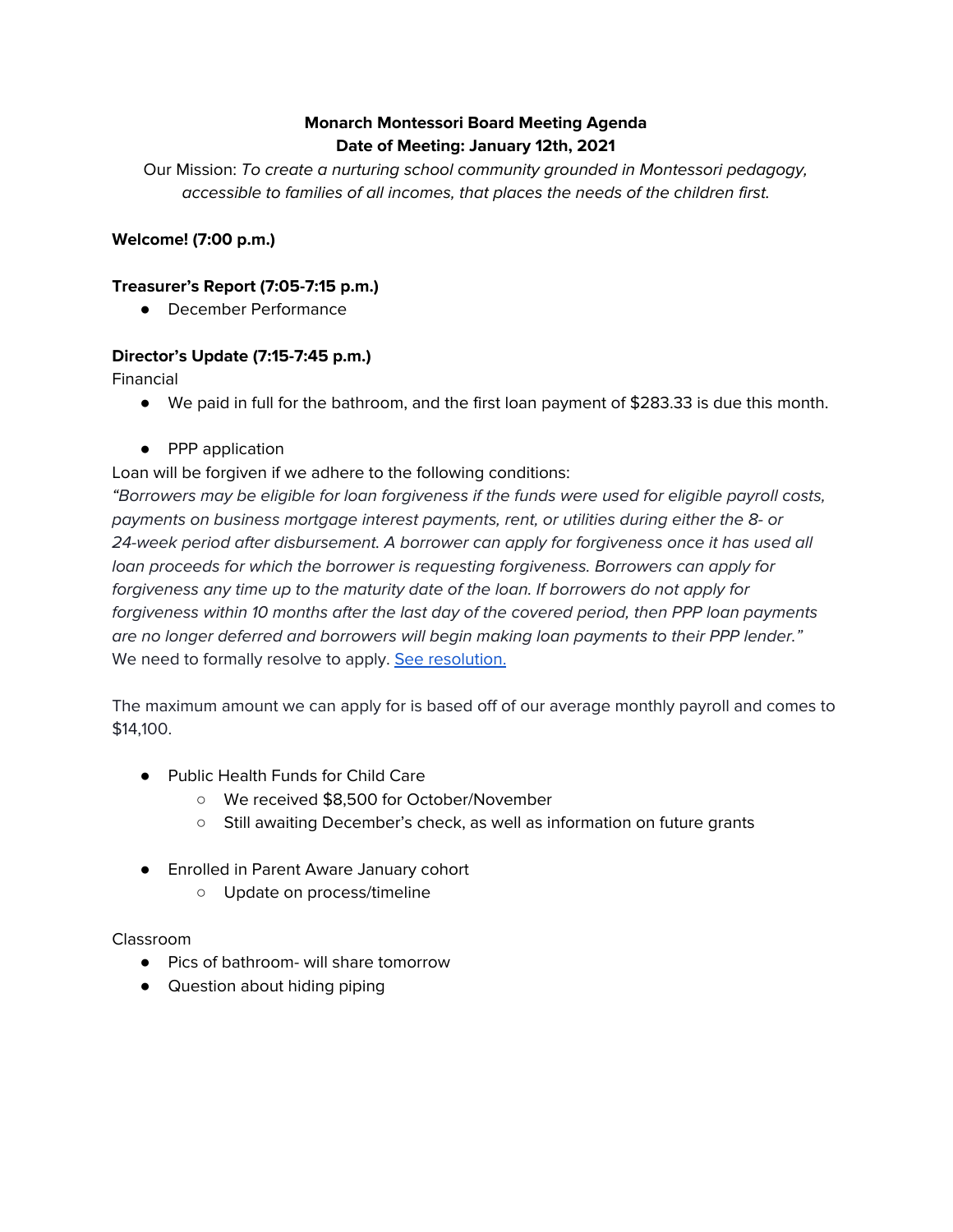**Monarch Montessori Board Meeting Agenda**
**Date of Meeting: January 12th, 2021**

Our Mission: *To create a nurturing school community grounded in Montessori pedagogy, accessible to families of all incomes, that places the needs of the children first.*

**Welcome! (7:00 p.m.)**

**Treasurer's Report (7:05-7:15 p.m.)**

- December Performance

**Director's Update (7:15-7:45 p.m.)**

Financial

- We paid in full for the bathroom, and the first loan payment of $283.33 is due this month.

- PPP application

Loan will be forgiven if we adhere to the following conditions:

*"Borrowers may be eligible for loan forgiveness if the funds were used for eligible payroll costs, payments on business mortgage interest payments, rent, or utilities during either the 8- or 24-week period after disbursement. A borrower can apply for forgiveness once it has used all loan proceeds for which the borrower is requesting forgiveness. Borrowers can apply for forgiveness any time up to the maturity date of the loan. If borrowers do not apply for forgiveness within 10 months after the last day of the covered period, then PPP loan payments are no longer deferred and borrowers will begin making loan payments to their PPP lender."*

We need to formally resolve to apply. See resolution.

The maximum amount we can apply for is based off of our average monthly payroll and comes to $14,100.

- Public Health Funds for Child Care
  - We received $8,500 for October/November
  - Still awaiting December's check, as well as information on future grants

- Enrolled in Parent Aware January cohort
  - Update on process/timeline

Classroom

- Pics of bathroom- will share tomorrow
- Question about hiding piping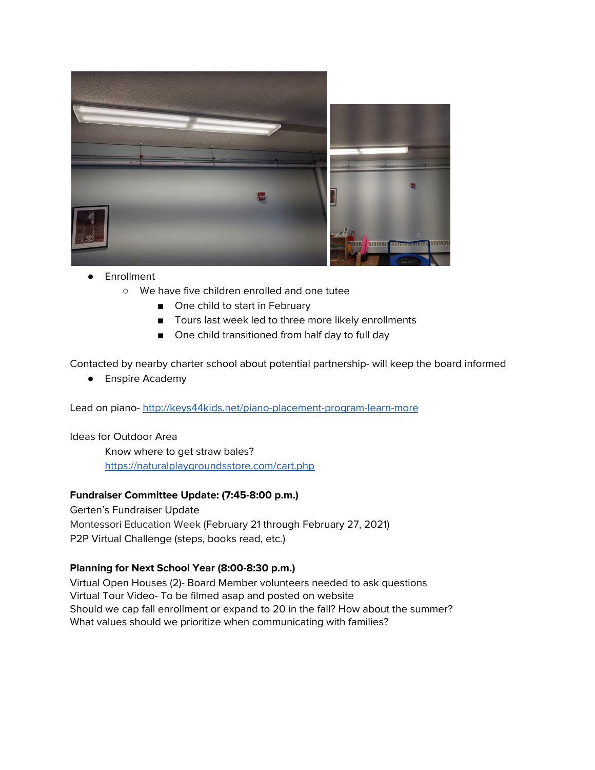- Enrollment
  - We have five children enrolled and one tutee
    - One child to start in February
    - Tours last week led to three more likely enrollments
    - One child transitioned from half day to full day

Contacted by nearby charter school about potential partnership- will keep the board informed

- Enspire Academy

Lead on piano- [http://keys44kids.net/piano-placement-program-learn-more](http://keys44kids.net/piano-placement-program-learn-more)

Ideas for Outdoor Area

Know where to get straw bales?
[https://naturalplaygroundsstore.com/cart.php](https://naturalplaygroundsstore.com/cart.php)

**Fundraiser Committee Update: (7:45-8:00 p.m.)**

Gerten's Fundraiser Update
Montessori Education Week (February 21 through February 27, 2021)
P2P Virtual Challenge (steps, books read, etc.)

**Planning for Next School Year (8:00-8:30 p.m.)**

Virtual Open Houses (2)- Board Member volunteers needed to ask questions
Virtual Tour Video- To be filmed asap and posted on website
Should we cap fall enrollment or expand to 20 in the fall? How about the summer?
What values should we prioritize when communicating with families?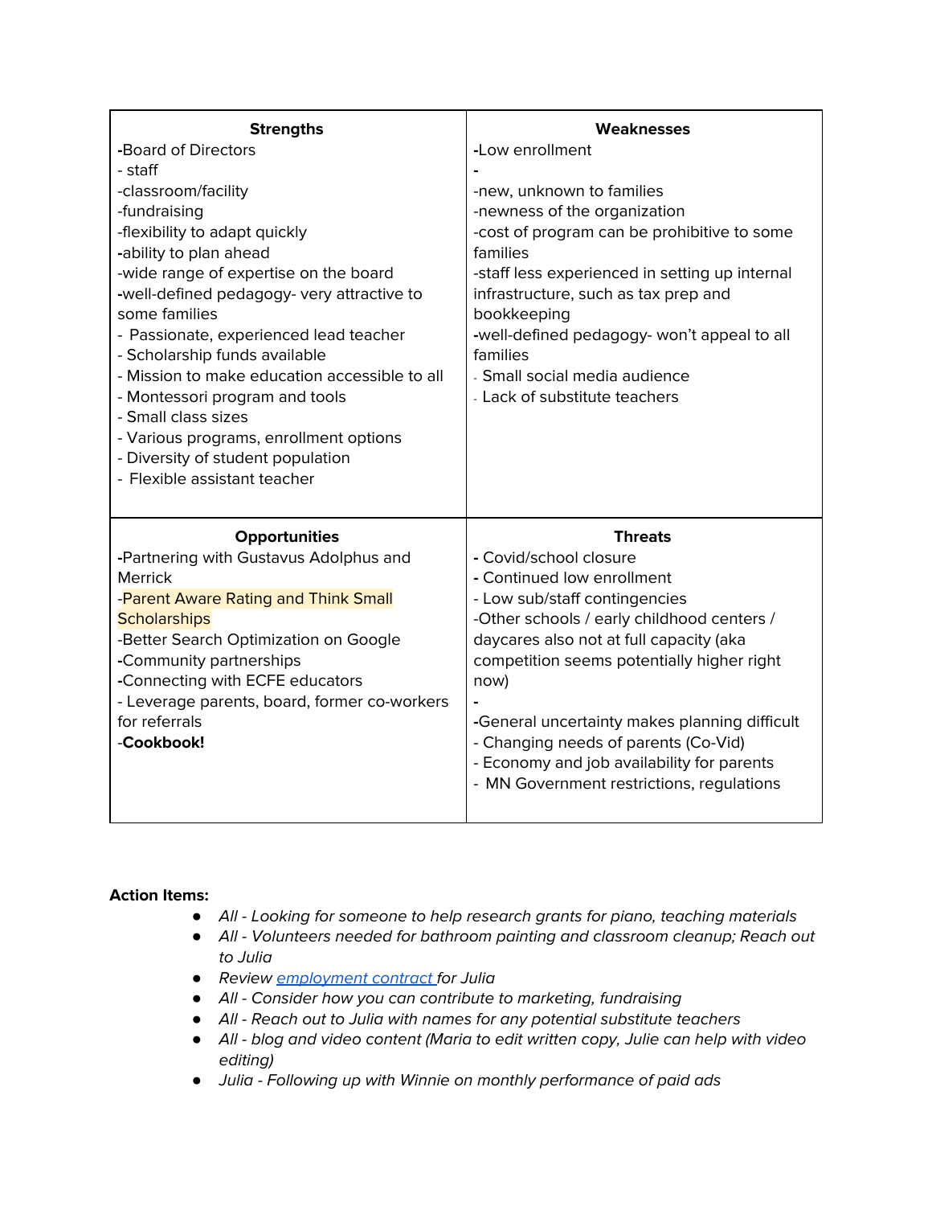| Strengths | Weaknesses |
| --- | --- |
| -Board of Directors<br>- staff<br>-classroom/facility<br>-fundraising<br>-flexibility to adapt quickly<br>-ability to plan ahead<br>-wide range of expertise on the board<br>-well-defined pedagogy- very attractive to some families<br>- Passionate, experienced lead teacher<br>- Scholarship funds available<br>- Mission to make education accessible to all<br>- Montessori program and tools<br>- Small class sizes<br>- Various programs, enrollment options<br>- Diversity of student population<br>- Flexible assistant teacher | -Low enrollment<br>-<br>-new, unknown to families<br>-newness of the organization<br>-cost of program can be prohibitive to some families<br>-staff less experienced in setting up internal infrastructure, such as tax prep and bookkeeping<br>-well-defined pedagogy- won't appeal to all families<br>- Small social media audience<br>- Lack of substitute teachers |
| **Opportunities** | **Threats** |
| -Partnering with Gustavus Adolphus and Merrick<br>-Parent Aware Rating and Think Small Scholarships<br>-Better Search Optimization on Google<br>-Community partnerships<br>-Connecting with ECFE educators<br>- Leverage parents, board, former co-workers for referrals<br>-**Cookbook!** | - Covid/school closure<br>- Continued low enrollment<br>- Low sub/staff contingencies<br>-Other schools / early childhood centers / daycares also not at full capacity (aka competition seems potentially higher right now)<br>-<br>-General uncertainty makes planning difficult<br>- Changing needs of parents (Co-Vid)<br>- Economy and job availability for parents<br>- MN Government restrictions, regulations |

**Action Items:**

- *All - Looking for someone to help research grants for piano, teaching materials*
- *All - Volunteers needed for bathroom painting and classroom cleanup; Reach out to Julia*
- *Review employment contract for Julia*
- *All - Consider how you can contribute to marketing, fundraising*
- *All - Reach out to Julia with names for any potential substitute teachers*
- *All - blog and video content (Maria to edit written copy, Julie can help with video editing)*
- *Julia - Following up with Winnie on monthly performance of paid ads*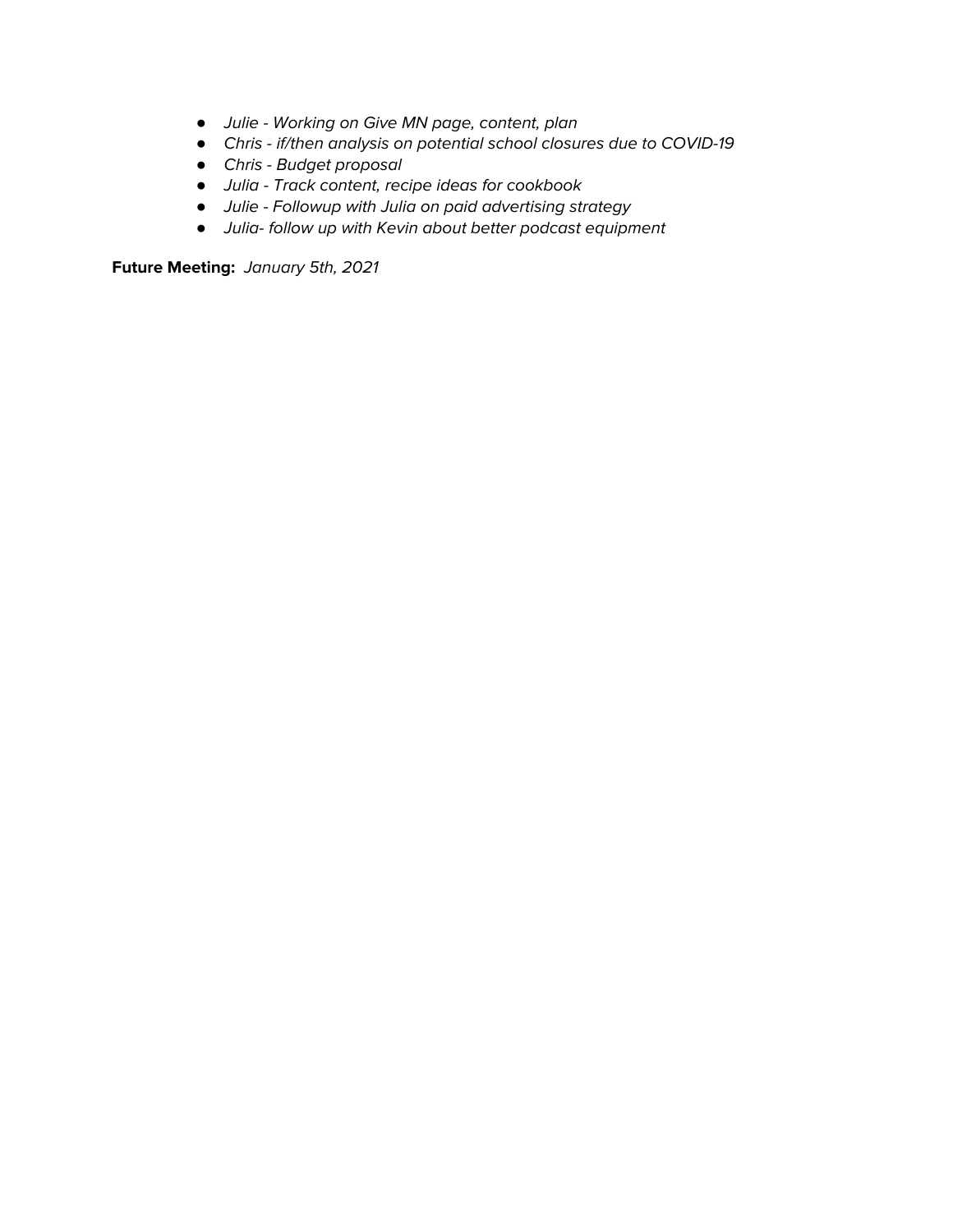- *Julie - Working on Give MN page, content, plan*
- *Chris - if/then analysis on potential school closures due to COVID-19*
- *Chris - Budget proposal*
- *Julia - Track content, recipe ideas for cookbook*
- *Julie - Followup with Julia on paid advertising strategy*
- *Julia- follow up with Kevin about better podcast equipment*

**Future Meeting:** *January 5th, 2021*